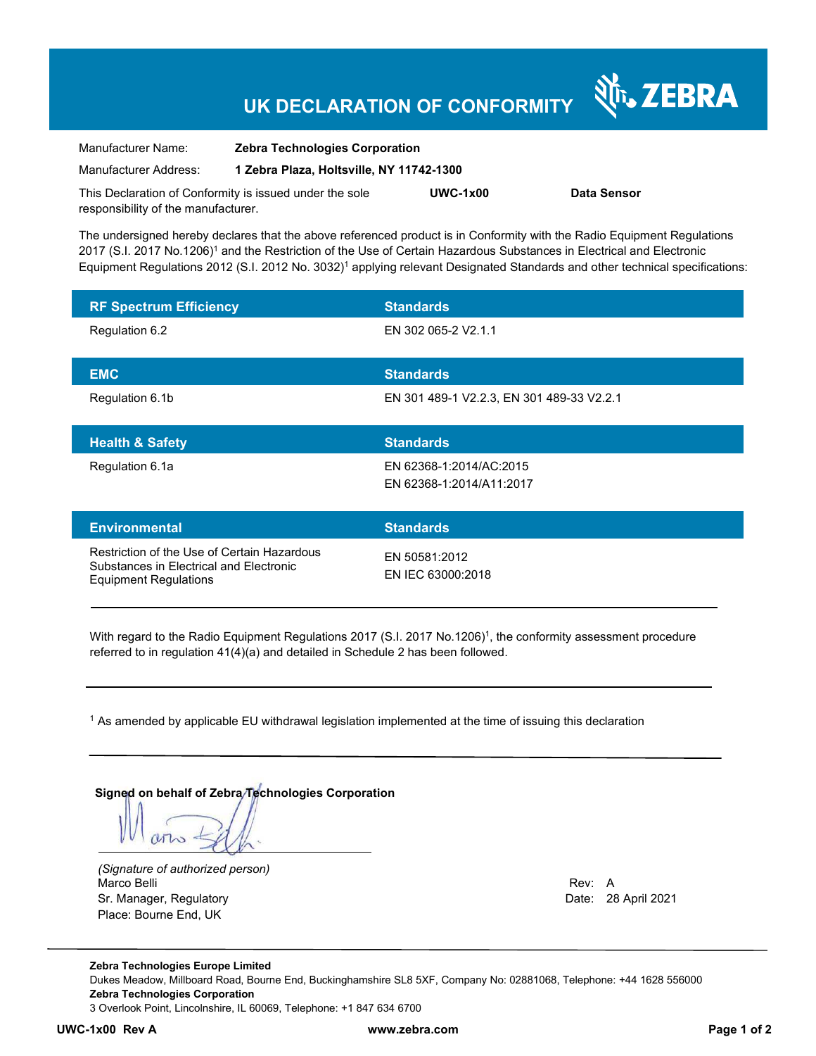# UK DECLARATION OF CONFORMITY

ZEBRA

| | |
|---|---|
| Manufacturer Name: | **Zebra Technologies Corporation** |
| Manufacturer Address: | **1 Zebra Plaza, Holtsville, NY 11742-1300** |

This Declaration of Conformity is issued under the sole responsibility of the manufacturer. **UWC-1x00** **Data Sensor**

The undersigned hereby declares that the above referenced product is in Conformity with the Radio Equipment Regulations 2017 (S.I. 2017 No.1206)[1] and the Restriction of the Use of Certain Hazardous Substances in Electrical and Electronic Equipment Regulations 2012 (S.I. 2012 No. 3032)[1] applying relevant Designated Standards and other technical specifications:

| RF Spectrum Efficiency | Standards |
|---|---|
| Regulation 6.2 | EN 302 065-2 V2.1.1 |

| EMC | Standards |
|---|---|
| Regulation 6.1b | EN 301 489-1 V2.2.3, EN 301 489-33 V2.2.1 |

| Health & Safety | Standards |
|---|---|
| Regulation 6.1a | EN 62368-1:2014/AC:2015<br>EN 62368-1:2014/A11:2017 |

| Environmental | Standards |
|---|---|
| Restriction of the Use of Certain Hazardous Substances in Electrical and Electronic Equipment Regulations | EN 50581:2012<br>EN IEC 63000:2018 |

With regard to the Radio Equipment Regulations 2017 (S.I. 2017 No.1206)[1], the conformity assessment procedure referred to in regulation 41(4)(a) and detailed in Schedule 2 has been followed.

[1] As amended by applicable EU withdrawal legislation implemented at the time of issuing this declaration

**Signed on behalf of Zebra Technologies Corporation**

*(Signature of authorized person)*
Marco Belli
Sr. Manager, Regulatory
Place: Bourne End, UK

Rev: A
Date: 28 April 2021

**Zebra Technologies Europe Limited**
Dukes Meadow, Millboard Road, Bourne End, Buckinghamshire SL8 5XF, Company No: 02881068, Telephone: +44 1628 556000
**Zebra Technologies Corporation**
3 Overlook Point, Lincolnshire, IL 60069, Telephone: +1 847 634 6700

**UWC-1x00 Rev A** **www.zebra.com**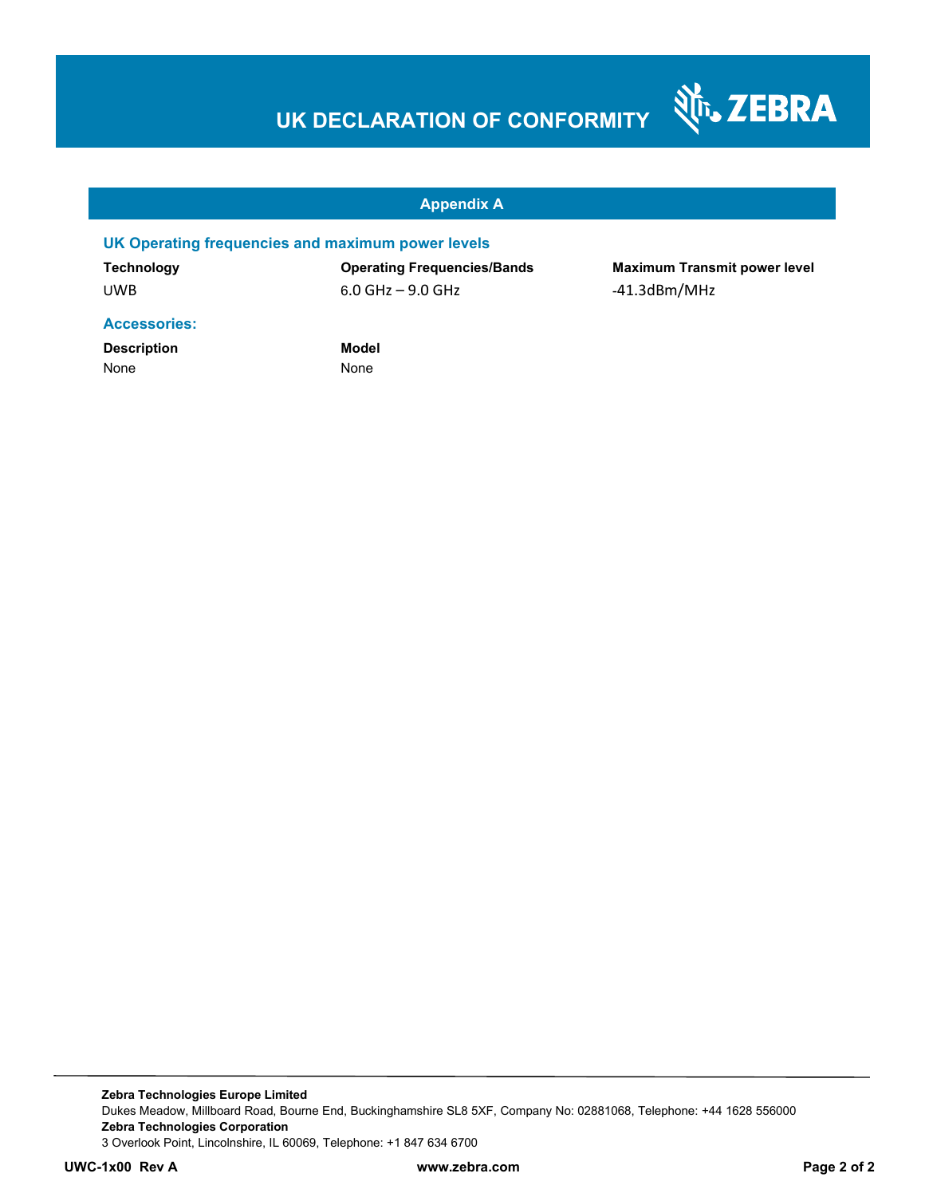## Appendix A

### UK Operating frequencies and maximum power levels

| Technology | Operating Frequencies/Bands | Maximum Transmit power level |
|---|---|---|
| UWB | 6.0 GHz – 9.0 GHz | -41.3dBm/MHz |

### Accessories:

| Description | Model |
|---|---|
| None | None |

**Zebra Technologies Europe Limited**
Dukes Meadow, Millboard Road, Bourne End, Buckinghamshire SL8 5XF, Company No: 02881068, Telephone: +44 1628 556000
**Zebra Technologies Corporation**
3 Overlook Point, Lincolnshire, IL 60069, Telephone: +1 847 634 6700